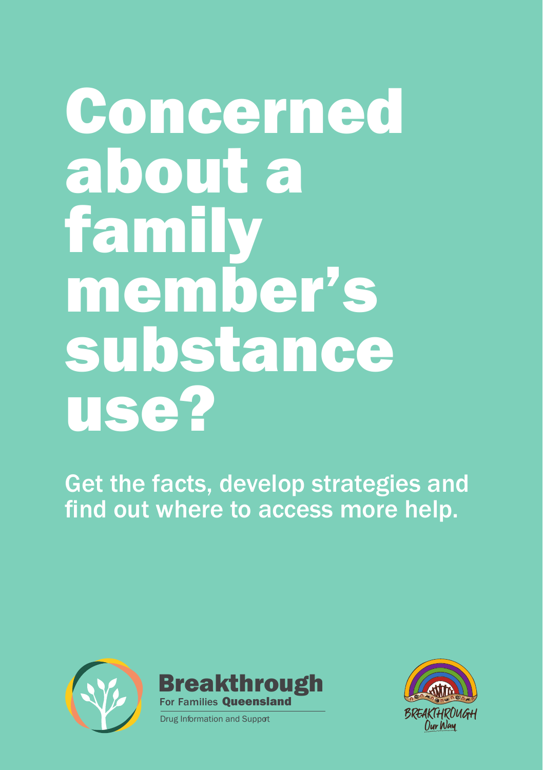# Concerned about a family member's substance use?

Get the facts, develop strategies and find out where to access more help.

Breakthrough For Families Queensland

Drug Information and Support

BREAKTHROUGH Our Way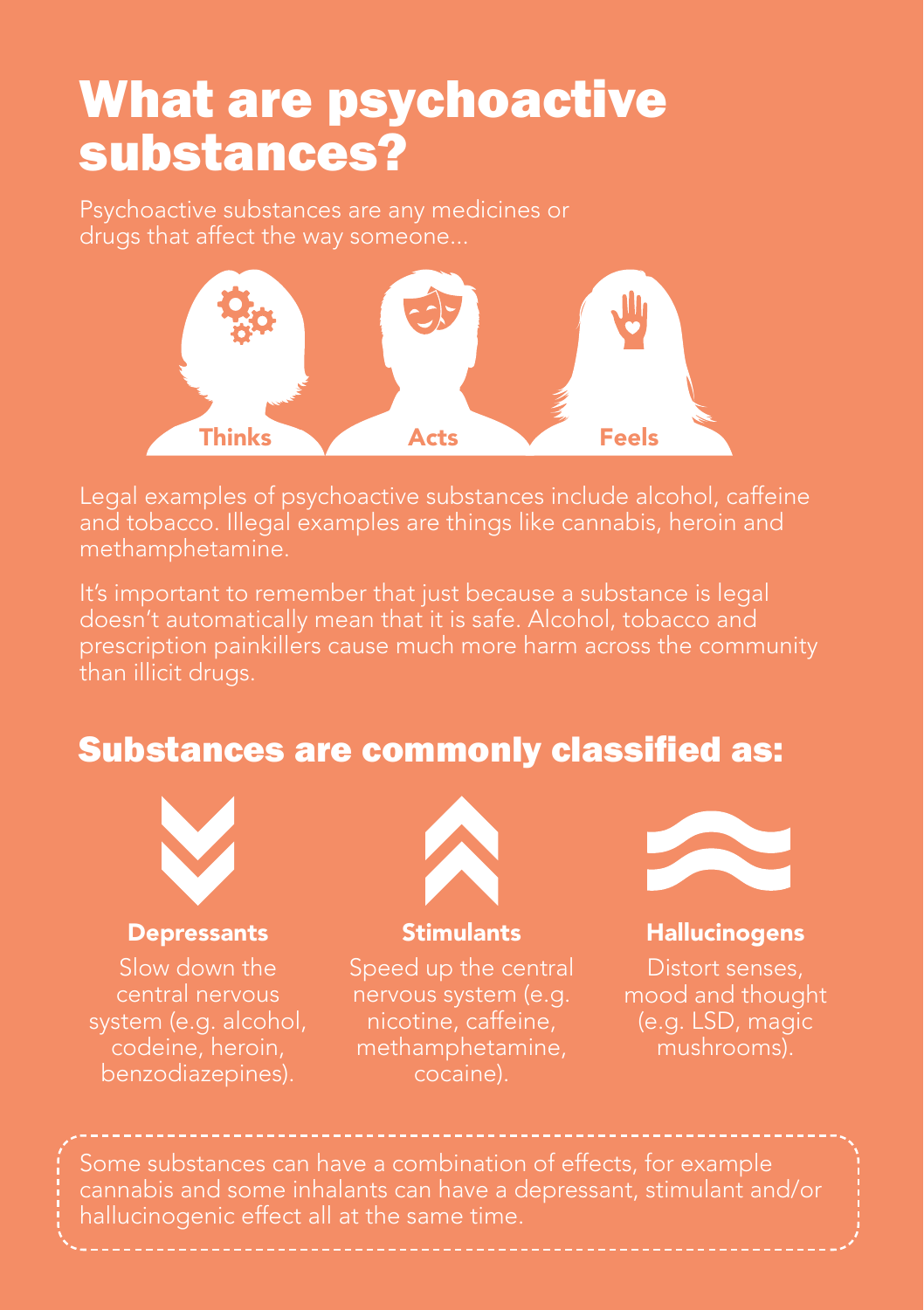# What are psychoactive substances?

Psychoactive substances are any medicines or drugs that affect the way someone...

Thinks

Acts

Feels

Legal examples of psychoactive substances include alcohol, caffeine and tobacco. Illegal examples are things like cannabis, heroin and methamphetamine.

It's important to remember that just because a substance is legal doesn't automatically mean that it is safe. Alcohol, tobacco and prescription painkillers cause much more harm across the community than illicit drugs.

## Substances are commonly classified as:

**Depressants**

Slow down the central nervous system (e.g. alcohol, codeine, heroin, benzodiazepines).

**Stimulants**

Speed up the central nervous system (e.g. nicotine, caffeine, methamphetamine, cocaine).

**Hallucinogens**

Distort senses, mood and thought (e.g. LSD, magic mushrooms).

Some substances can have a combination of effects, for example cannabis and some inhalants can have a depressant, stimulant and/or hallucinogenic effect all at the same time.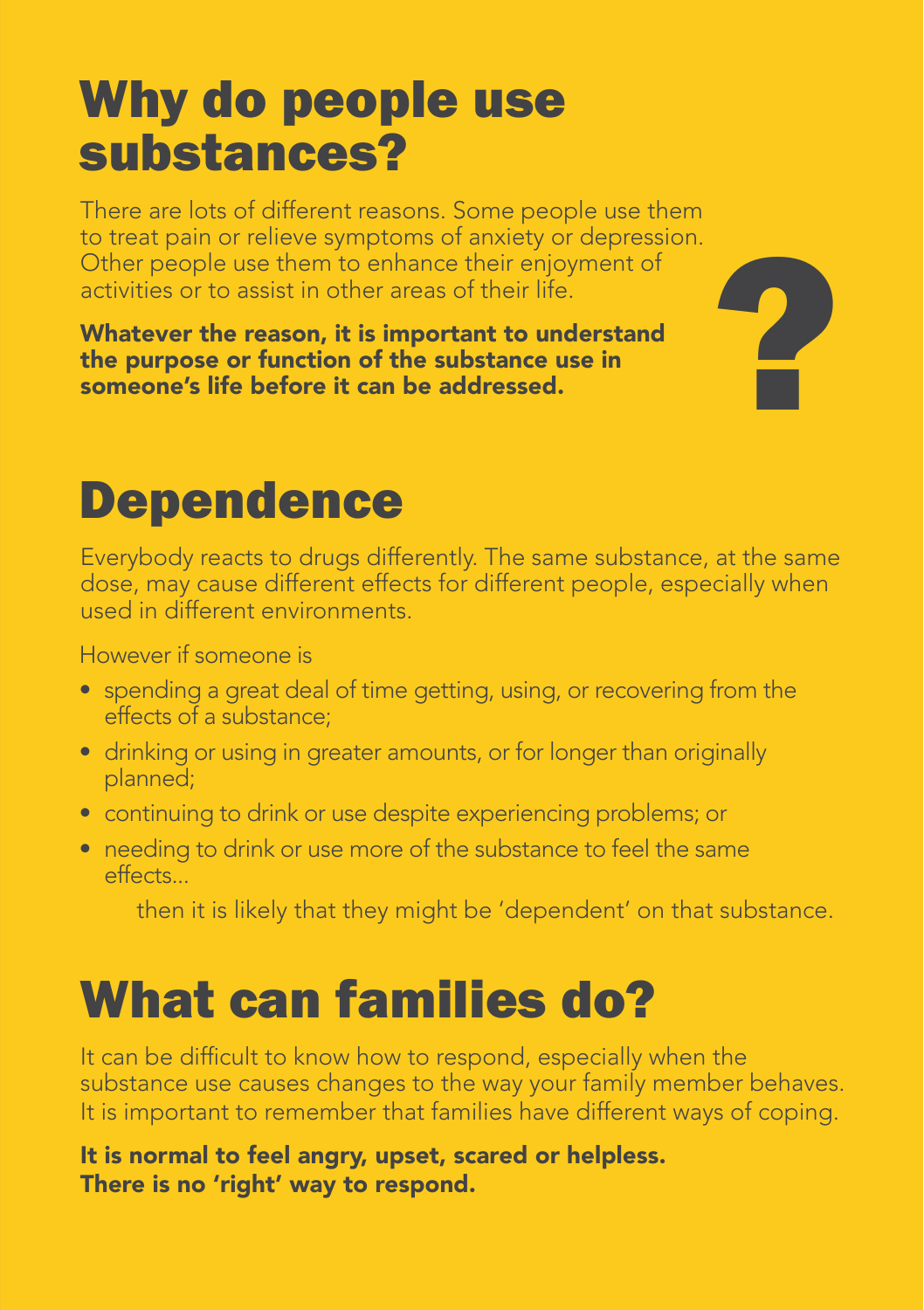# Why do people use substances?

There are lots of different reasons. Some people use them to treat pain or relieve symptoms of anxiety or depression. Other people use them to enhance their enjoyment of activities or to assist in other areas of their life.

**Whatever the reason, it is important to understand the purpose or function of the substance use in someone's life before it can be addressed.**

# Dependence

Everybody reacts to drugs differently. The same substance, at the same dose, may cause different effects for different people, especially when used in different environments.

However if someone is

- spending a great deal of time getting, using, or recovering from the effects of a substance;
- drinking or using in greater amounts, or for longer than originally planned;
- continuing to drink or use despite experiencing problems; or
- needing to drink or use more of the substance to feel the same effects...

then it is likely that they might be 'dependent' on that substance.

# What can families do?

It can be difficult to know how to respond, especially when the substance use causes changes to the way your family member behaves. It is important to remember that families have different ways of coping.

**It is normal to feel angry, upset, scared or helpless. There is no 'right' way to respond.**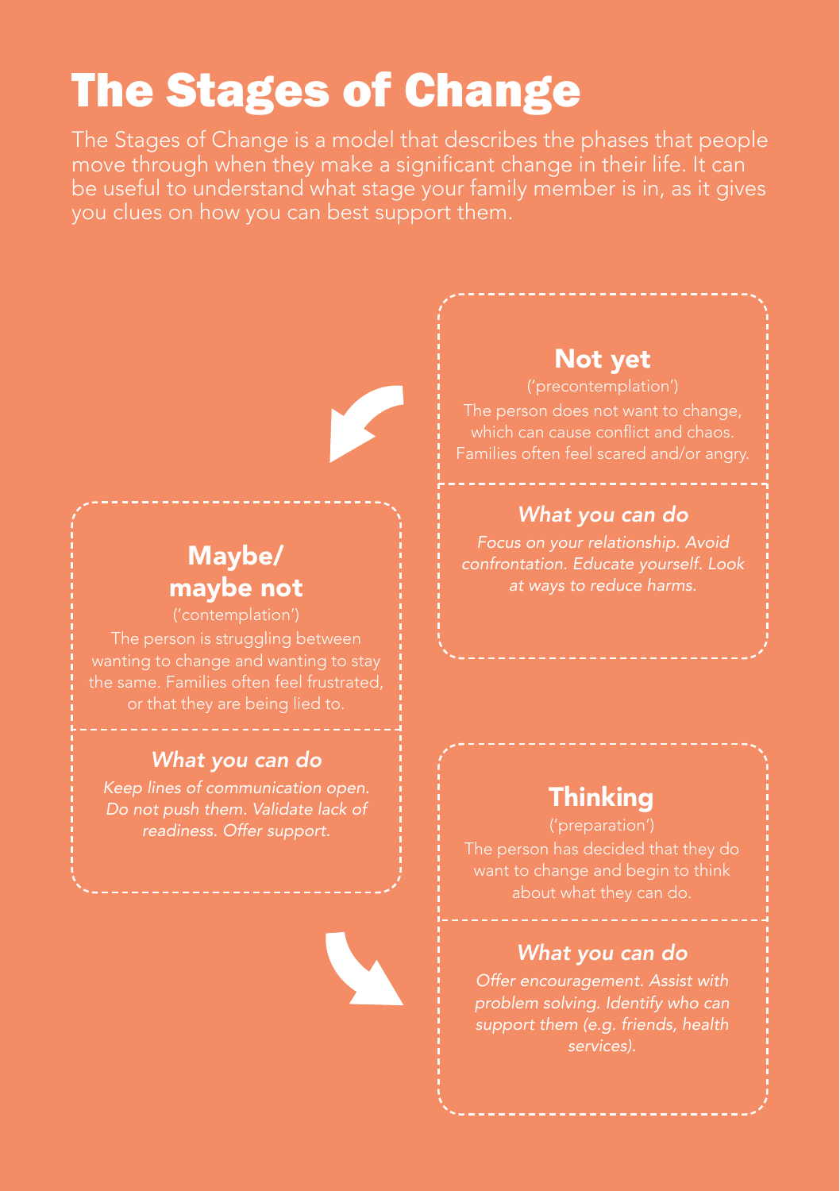# The Stages of Change

The Stages of Change is a model that describes the phases that people move through when they make a significant change in their life. It can be useful to understand what stage your family member is in, as it gives you clues on how you can best support them.

## Not yet

('precontemplation')

The person does not want to change, which can cause conflict and chaos. Families often feel scared and/or angry.

### *What you can do*

*Focus on your relationship. Avoid confrontation. Educate yourself. Look at ways to reduce harms.*

## Maybe/ maybe not

('contemplation')

The person is struggling between wanting to change and wanting to stay the same. Families often feel frustrated, or that they are being lied to.

### *What you can do*

*Keep lines of communication open. Do not push them. Validate lack of readiness. Offer support.*

## Thinking

('preparation')

The person has decided that they do want to change and begin to think about what they can do.

### *What you can do*

*Offer encouragement. Assist with problem solving. Identify who can support them (e.g. friends, health services).*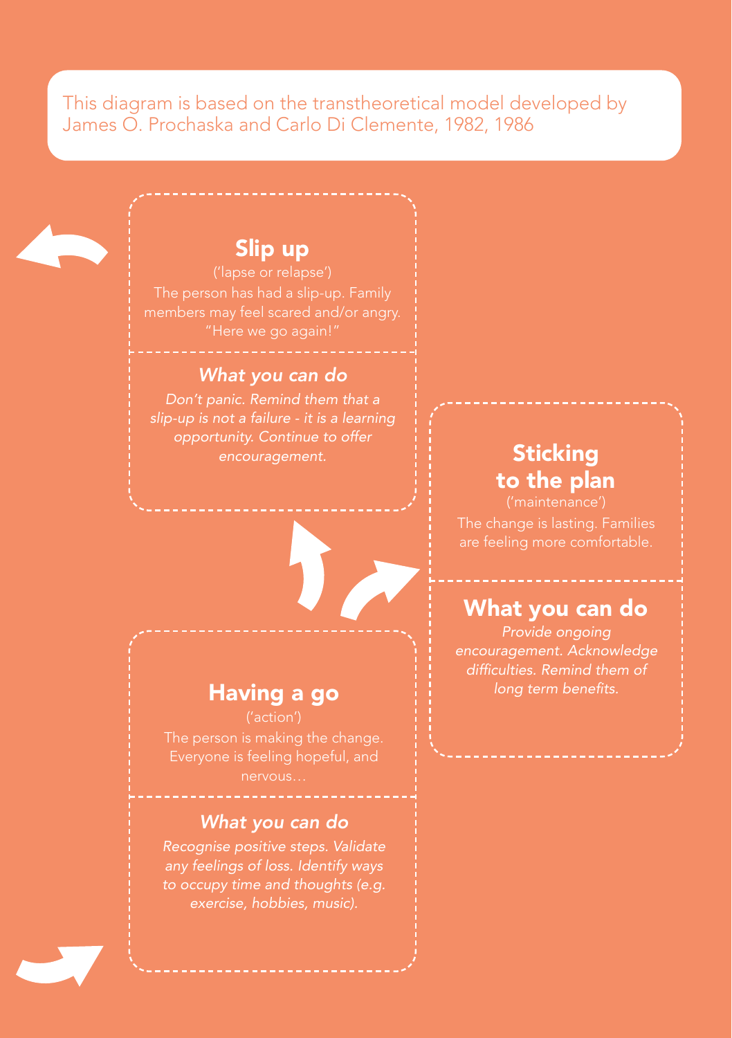This diagram is based on the transtheoretical model developed by James O. Prochaska and Carlo Di Clemente, 1982, 1986

## Slip up

('lapse or relapse')

The person has had a slip-up. Family members may feel scared and/or angry. "Here we go again!"

### *What you can do*

*Don't panic. Remind them that a slip-up is not a failure - it is a learning opportunity. Continue to offer encouragement.*

## Sticking to the plan

('maintenance')

The change is lasting. Families are feeling more comfortable.

### What you can do

*Provide ongoing encouragement. Acknowledge difficulties. Remind them of long term benefits.*

## Having a go

('action')

The person is making the change. Everyone is feeling hopeful, and nervous…

### *What you can do*

*Recognise positive steps. Validate any feelings of loss. Identify ways to occupy time and thoughts (e.g. exercise, hobbies, music).*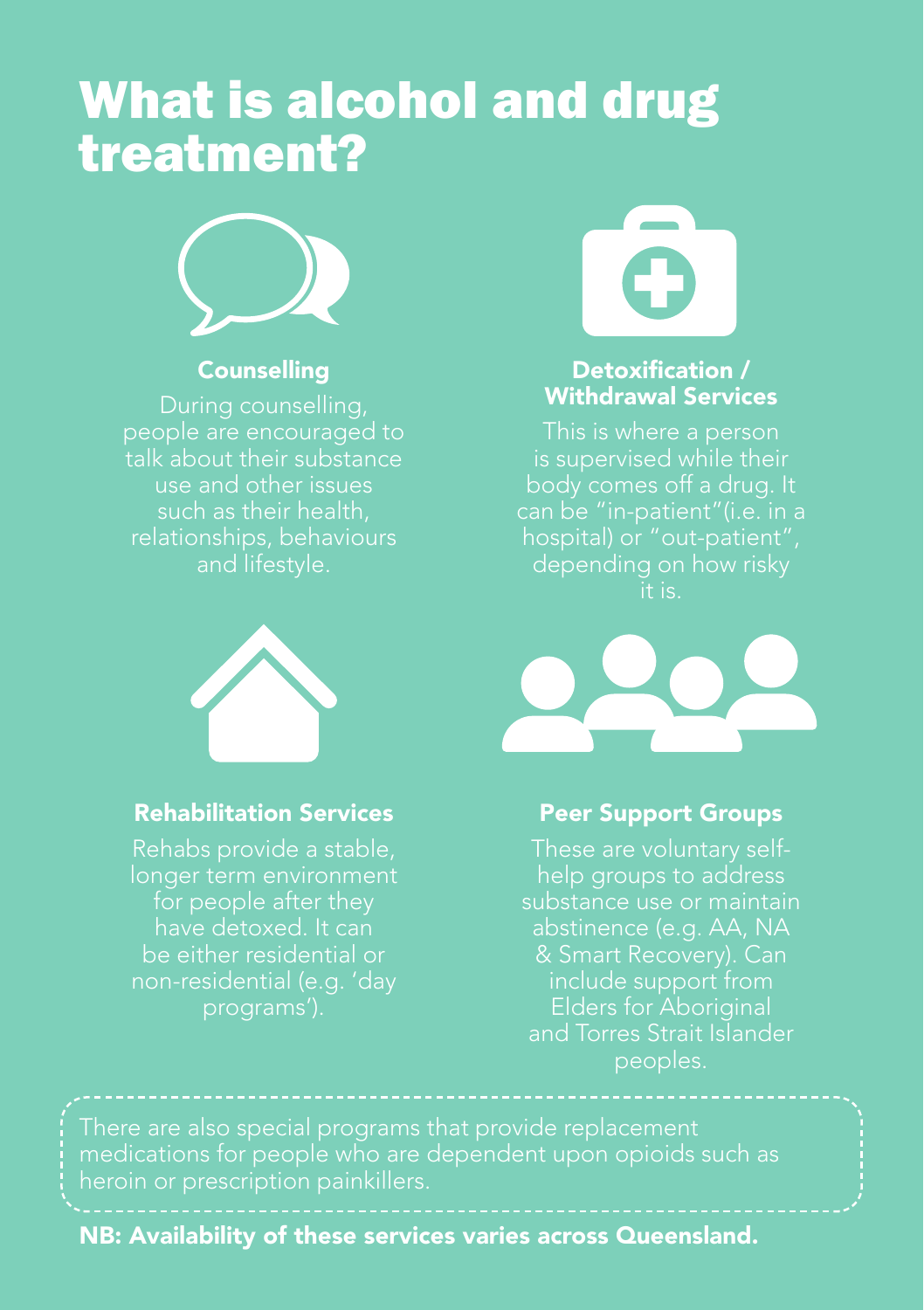# What is alcohol and drug treatment?

### Counselling

During counselling, people are encouraged to talk about their substance use and other issues such as their health, relationships, behaviours and lifestyle.

### Detoxification / Withdrawal Services

This is where a person is supervised while their body comes off a drug. It can be "in-patient"(i.e. in a hospital) or "out-patient", depending on how risky it is.

### Rehabilitation Services

Rehabs provide a stable, longer term environment for people after they have detoxed. It can be either residential or non-residential (e.g. 'day programs').

### Peer Support Groups

These are voluntary self-help groups to address substance use or maintain abstinence (e.g. AA, NA & Smart Recovery). Can include support from Elders for Aboriginal and Torres Strait Islander peoples.

There are also special programs that provide replacement medications for people who are dependent upon opioids such as heroin or prescription painkillers.

**NB: Availability of these services varies across Queensland.**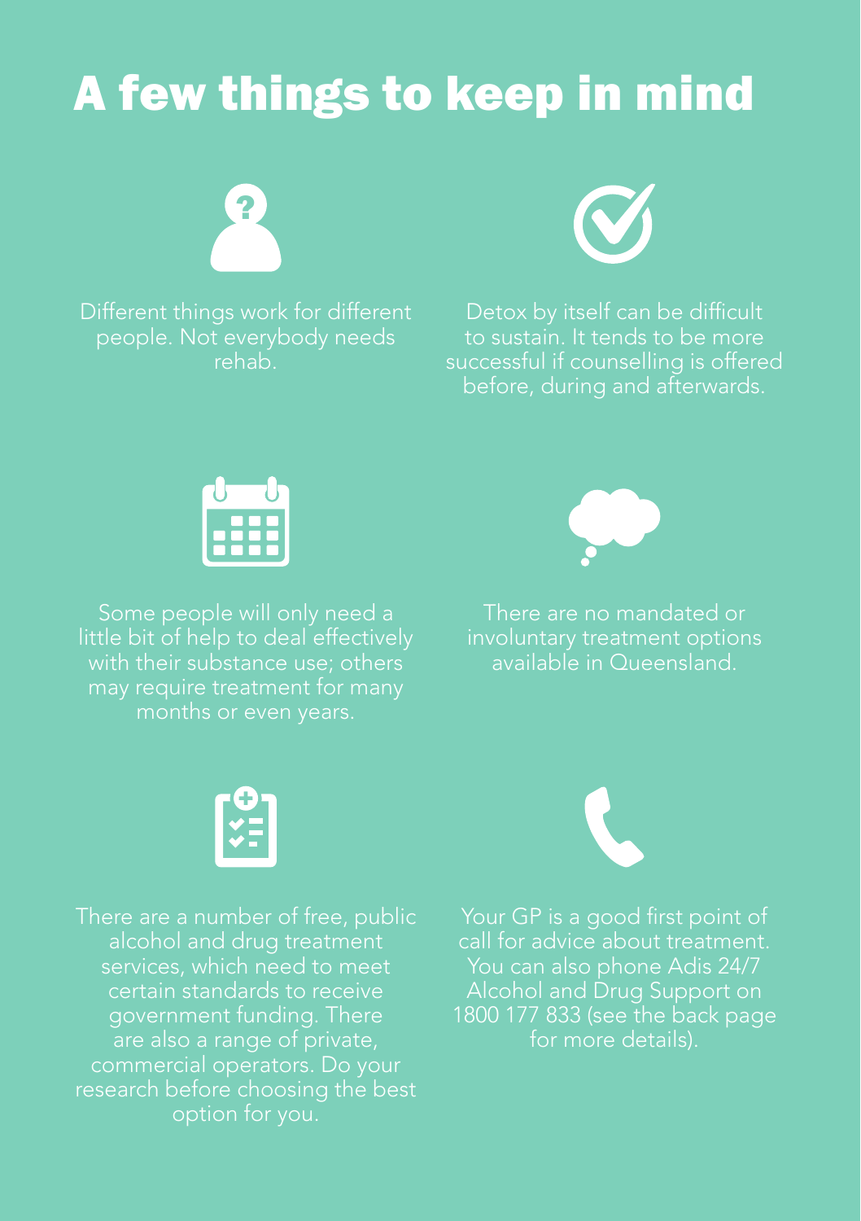# A few things to keep in mind

Different things work for different people. Not everybody needs rehab.

Detox by itself can be difficult to sustain. It tends to be more successful if counselling is offered before, during and afterwards.

Some people will only need a little bit of help to deal effectively with their substance use; others may require treatment for many months or even years.

There are no mandated or involuntary treatment options available in Queensland.

There are a number of free, public alcohol and drug treatment services, which need to meet certain standards to receive government funding. There are also a range of private, commercial operators. Do your research before choosing the best option for you.

Your GP is a good first point of call for advice about treatment. You can also phone Adis 24/7 Alcohol and Drug Support on 1800 177 833 (see the back page for more details).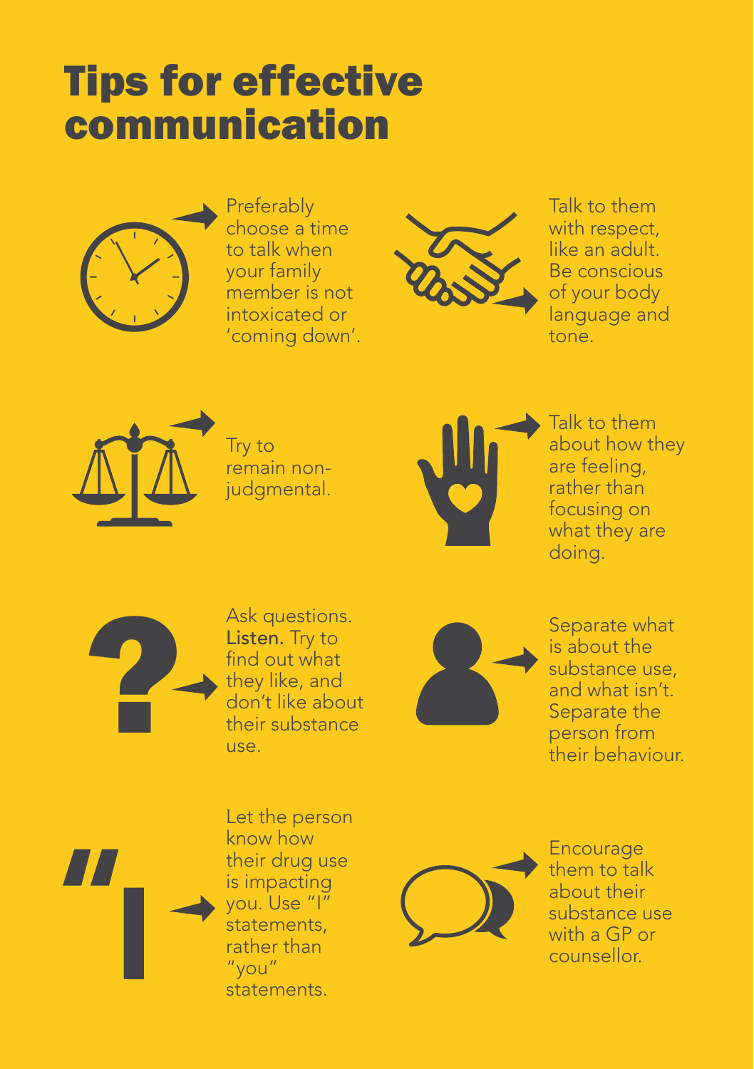# Tips for effective communication

- Preferably choose a time to talk when your family member is not intoxicated or 'coming down'.
- Talk to them with respect, like an adult. Be conscious of your body language and tone.
- Try to remain non-judgmental.
- Talk to them about how they are feeling, rather than focusing on what they are doing.
- Ask questions. **Listen.** Try to find out what they like, and don't like about their substance use.
- Separate what is about the substance use, and what isn't. Separate the person from their behaviour.
- Let the person know how their drug use is impacting you. Use "I" statements, rather than "you" statements.
- Encourage them to talk about their substance use with a GP or counsellor.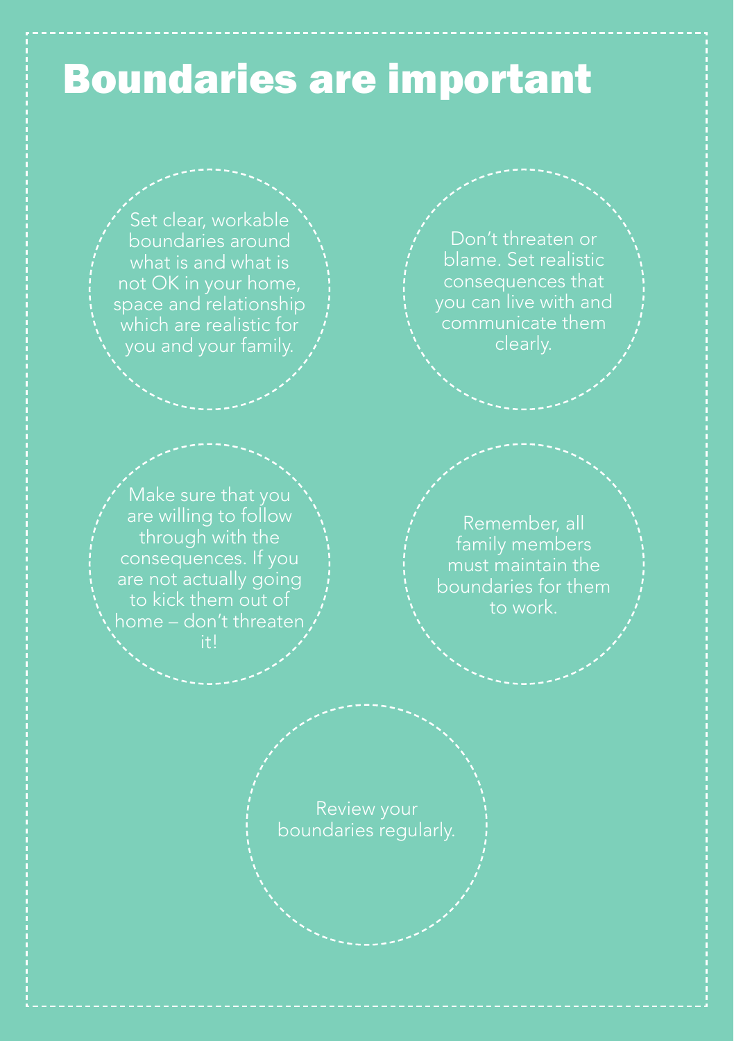# Boundaries are important

Set clear, workable boundaries around what is and what is not OK in your home, space and relationship which are realistic for you and your family.

Don't threaten or blame. Set realistic consequences that you can live with and communicate them clearly.

Make sure that you are willing to follow through with the consequences. If you are not actually going to kick them out of home – don't threaten it!

Remember, all family members must maintain the boundaries for them to work.

Review your boundaries regularly.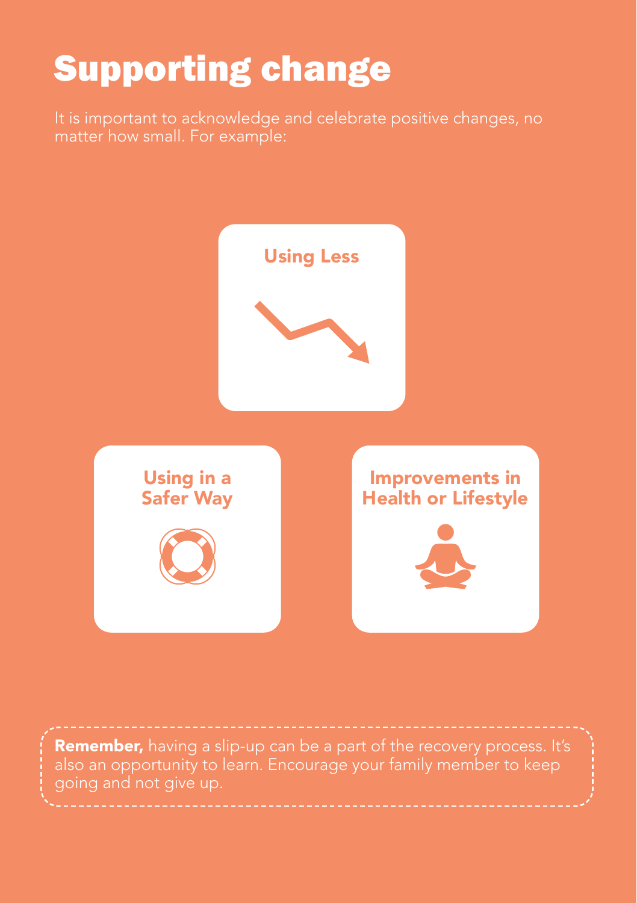# Supporting change

It is important to acknowledge and celebrate positive changes, no matter how small. For example:

Using Less

Using in a Safer Way

Improvements in Health or Lifestyle

**Remember,** having a slip-up can be a part of the recovery process. It's also an opportunity to learn. Encourage your family member to keep going and not give up.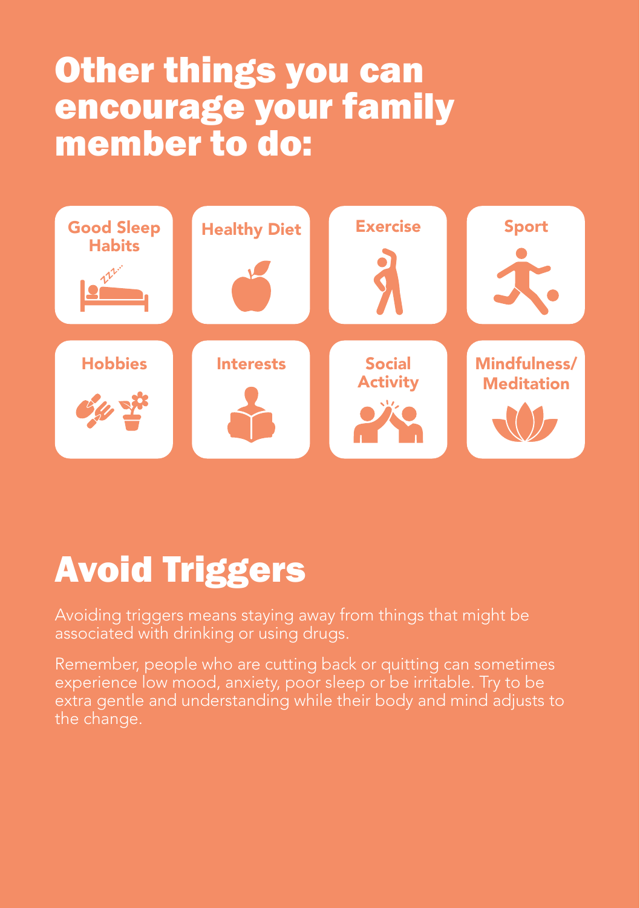# Other things you can encourage your family member to do:

- Good Sleep Habits
- Healthy Diet
- Exercise
- Sport
- Hobbies
- Interests
- Social Activity
- Mindfulness/ Meditation

# Avoid Triggers

Avoiding triggers means staying away from things that might be associated with drinking or using drugs.

Remember, people who are cutting back or quitting can sometimes experience low mood, anxiety, poor sleep or be irritable. Try to be extra gentle and understanding while their body and mind adjusts to the change.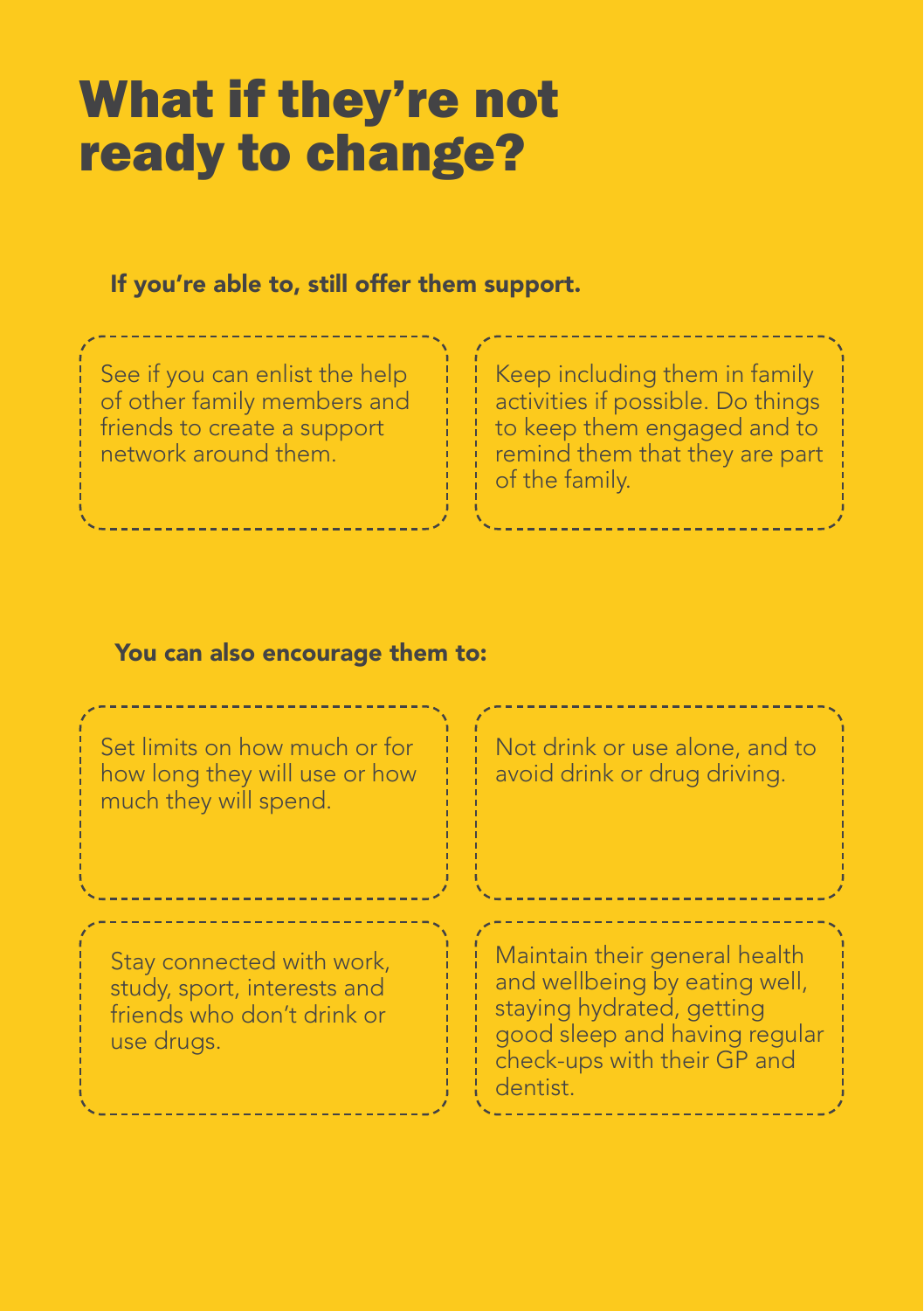# What if they're not ready to change?

**If you're able to, still offer support.**

See if you can enlist the help of other family members and friends to create a support network around them.

Keep including them in family activities if possible. Do things to keep them engaged and to remind them that they are part of the family.

**You can also encourage them to:**

Set limits on how much or for how long they will use or how much they will spend.

Not drink or use alone, and to avoid drink or drug driving.

Stay connected with work, study, sport, interests and friends who don't drink or use drugs.

Maintain their general health and wellbeing by eating well, staying hydrated, getting good sleep and having regular check-ups with their GP and dentist.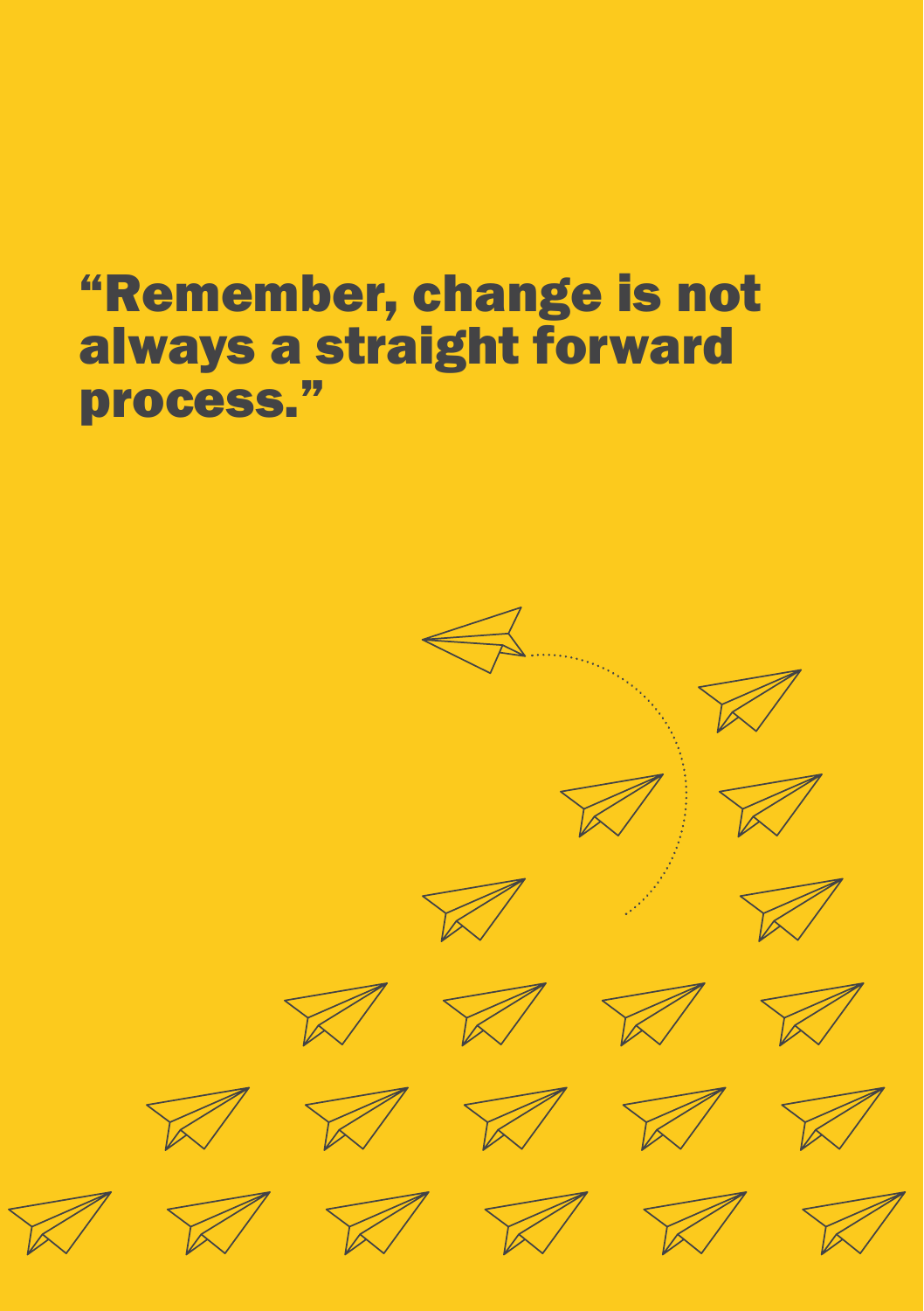# “Remember, change is not always a straight forward process.”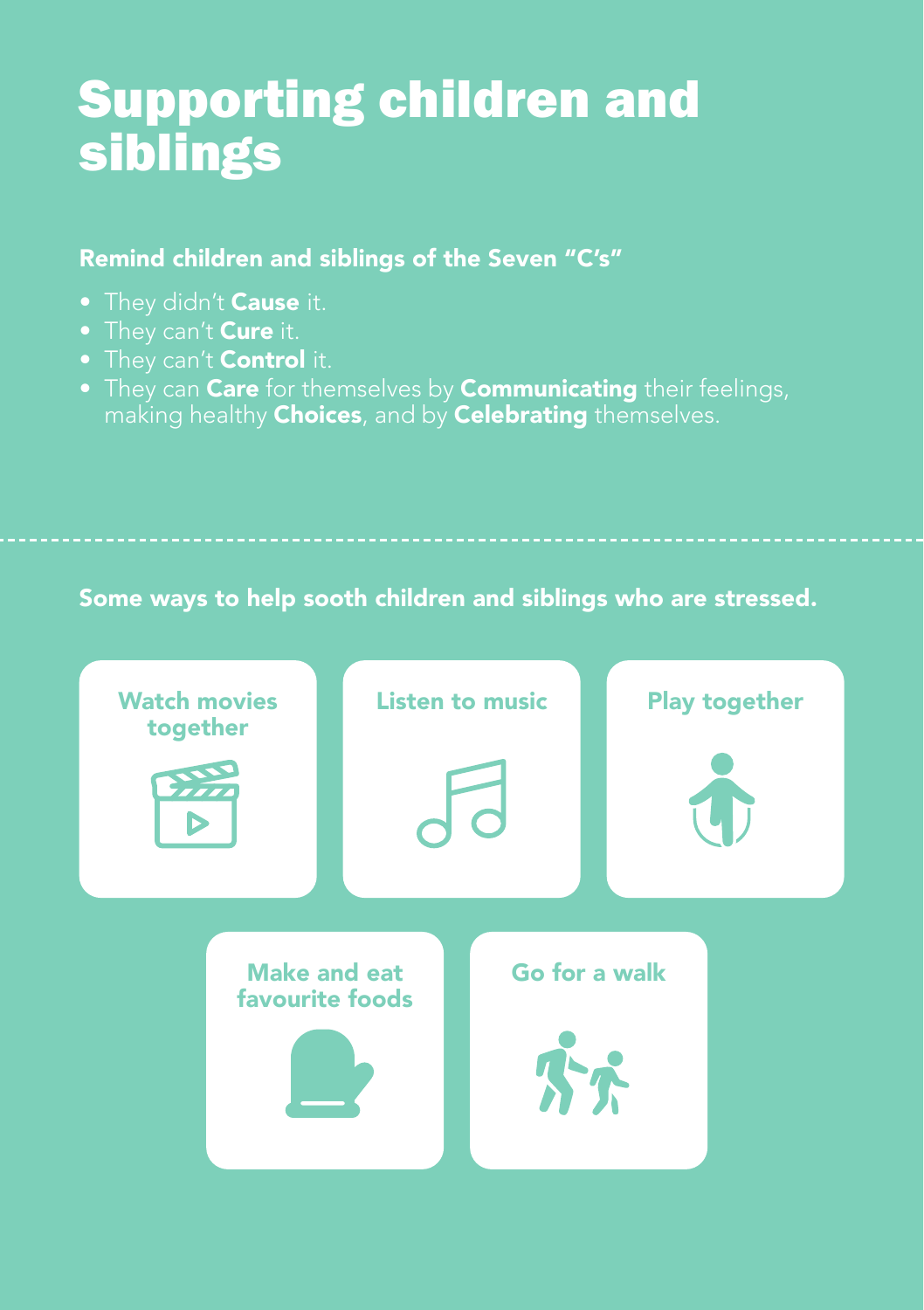# Supporting children and siblings

**Remind children and siblings of the Seven "C's"**

- They didn't **Cause** it.
- They can't **Cure** it.
- They can't **Control** it.
- They can **Care** for themselves by **Communicating** their feelings, making healthy **Choices**, and by **Celebrating** themselves.

**Some ways to help sooth children and siblings who are stressed.**

- Watch movies together
- Listen to music
- Play together
- Make and eat favourite foods
- Go for a walk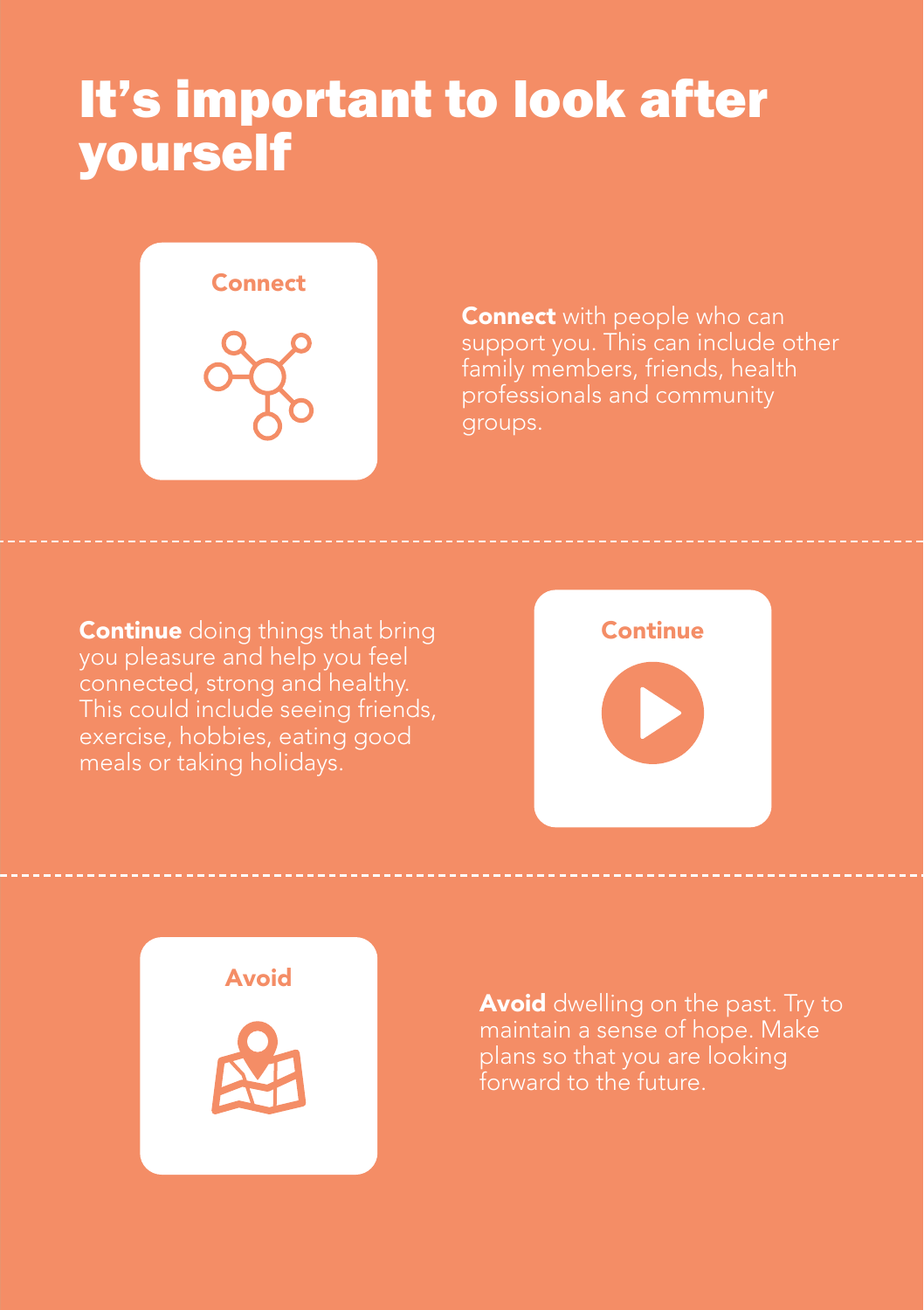# It's important to look after yourself

Connect

**Connect** with people who can support you. This can include other family members, friends, health professionals and community groups.

---

**Continue** doing things that bring you pleasure and help you feel connected, strong and healthy. This could include seeing friends, exercise, hobbies, eating good meals or taking holidays.

Continue

---

Avoid

**Avoid** dwelling on the past. Try to maintain a sense of hope. Make plans so that you are looking forward to the future.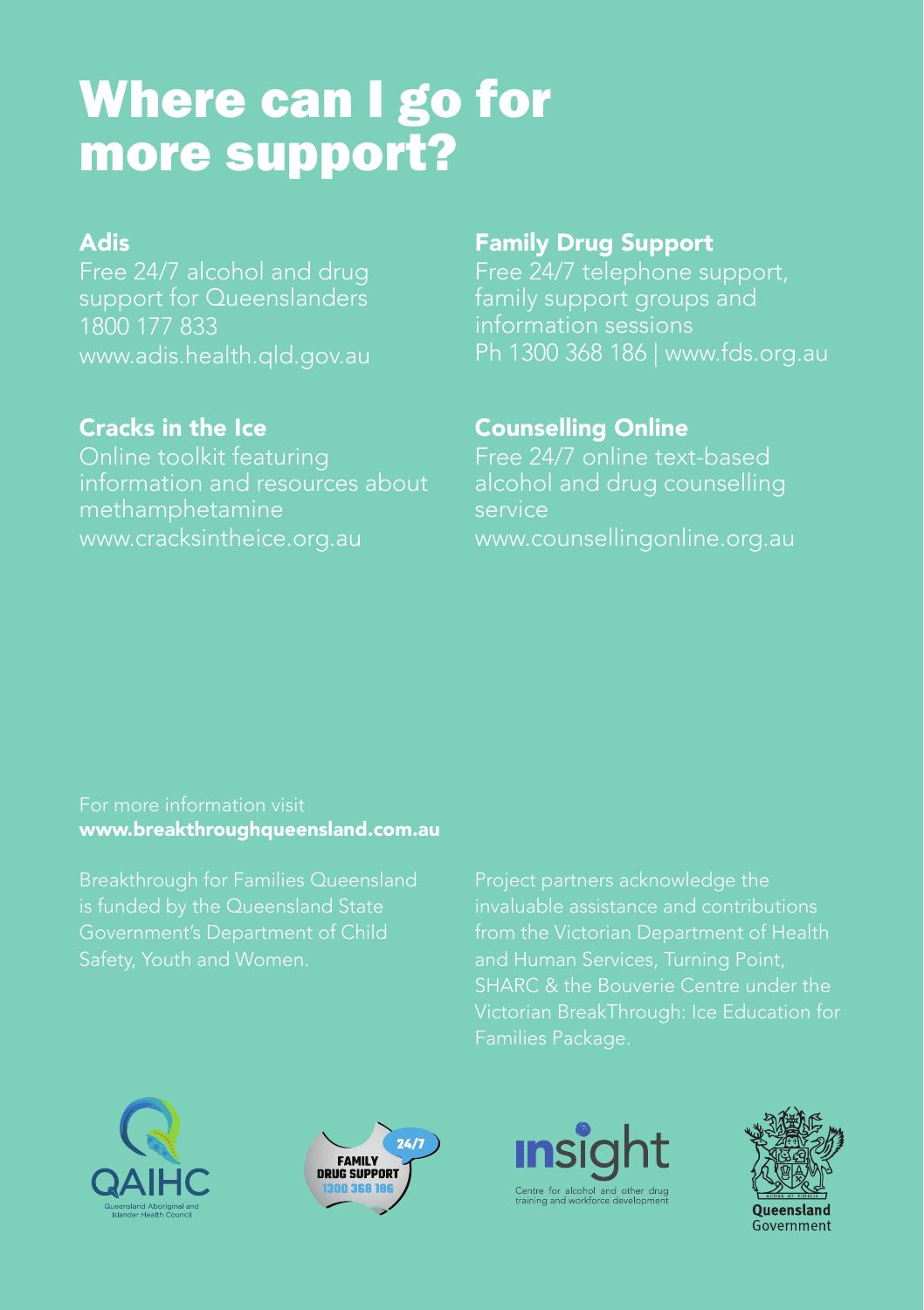# Where can I go for more support?

### Adis

Free 24/7 alcohol and drug support for Queenslanders
1800 177 833
www.adis.health.qld.gov.au

### Family Drug Support

Free 24/7 telephone support, family support groups and information sessions
Ph 1300 368 186 | www.fds.org.au

### Cracks in the Ice

Online toolkit featuring information and resources about methamphetamine
www.cracksintheice.org.au

### Counselling Online

Free 24/7 online text-based alcohol and drug counselling service
www.counsellingonline.org.au

For more information visit
**www.breakthroughqueensland.com.au**

Breakthrough for Families Queensland is funded by the Queensland State Government's Department of Child Safety, Youth and Women.

Project partners acknowledge the invaluable assistance and contributions from the Victorian Department of Health and Human Services, Turning Point, SHARC & the Bouverie Centre under the Victorian BreakThrough: Ice Education for Families Package.

QAIHC Queensland Aboriginal and Islander Health Council

24/7 FAMILY DRUG SUPPORT 1300 368 186

insight Centre for alcohol and other drug training and workforce development

Queensland Government